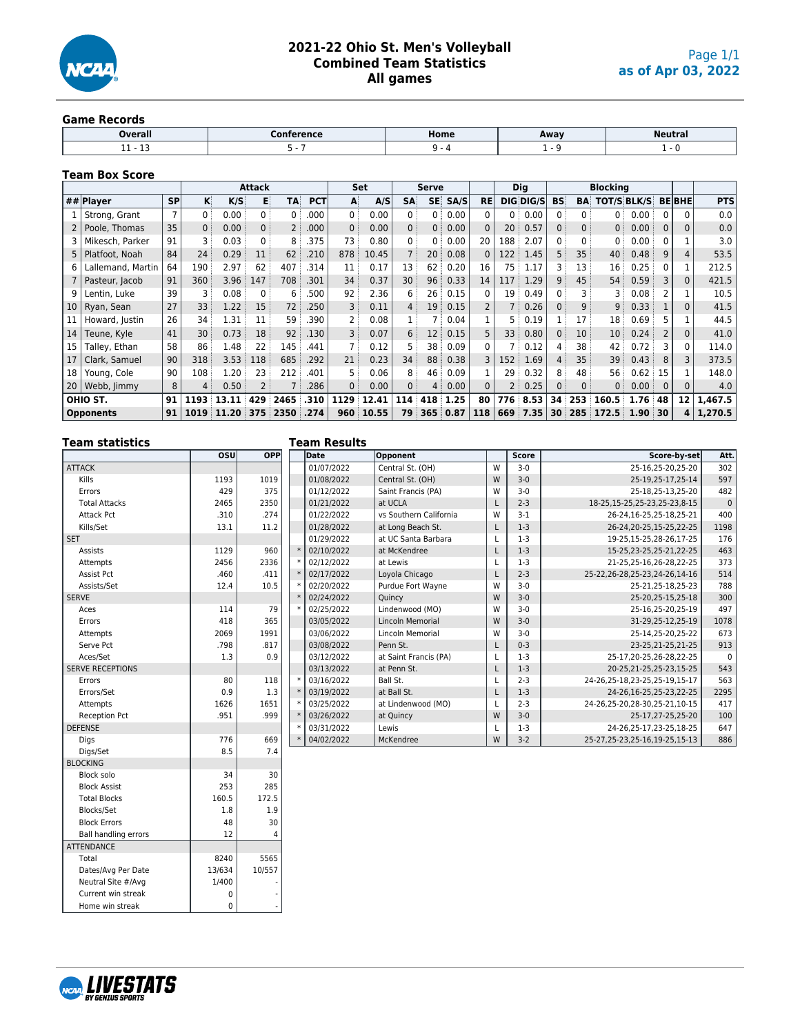# 2021-22 Ohio St. Men's Volleyball
## Combined Team Statistics
## All games

as of Apr 03, 2022

### Game Records

| Overall | Conference | Home | Away | Neutral |
|---|---|---|---|---|
| 11 - 13 | 5 - 7 | 9 - 4 | 1 - 9 | 1 - 0 |

### Team Box Score

| | | | Attack | | | | | Set | | Serve | | | | Dig | | Blocking | | | | | | | |
|---|---|---|---|---|---|---|---|---|---|---|---|---|---|---|---|---|---|---|---|---|---|---|---|
| ## | Player | SP | K | K/S | E | TA | PCT | A | A/S | SA | SE | SA/S | RE | DIG | DIG/S | BS | BA | TOT/S | BLK/S | BE | BHE | PTS |
| 1 | Strong, Grant | 7 | 0 | 0.00 | 0 | 0 | .000 | 0 | 0.00 | 0 | 0 | 0.00 | 0 | 0 | 0.00 | 0 | 0 | 0 | 0.00 | 0 | 0 | 0.0 |
| 2 | Poole, Thomas | 35 | 0 | 0.00 | 0 | 2 | .000 | 0 | 0.00 | 0 | 0 | 0.00 | 0 | 20 | 0.57 | 0 | 0 | 0 | 0.00 | 0 | 0 | 0.0 |
| 3 | Mikesch, Parker | 91 | 3 | 0.03 | 0 | 8 | .375 | 73 | 0.80 | 0 | 0 | 0.00 | 20 | 188 | 2.07 | 0 | 0 | 0 | 0.00 | 0 | 1 | 3.0 |
| 5 | Platfoot, Noah | 84 | 24 | 0.29 | 11 | 62 | .210 | 878 | 10.45 | 7 | 20 | 0.08 | 0 | 122 | 1.45 | 5 | 35 | 40 | 0.48 | 9 | 4 | 53.5 |
| 6 | Lallemand, Martin | 64 | 190 | 2.97 | 62 | 407 | .314 | 11 | 0.17 | 13 | 62 | 0.20 | 16 | 75 | 1.17 | 3 | 13 | 16 | 0.25 | 0 | 1 | 212.5 |
| 7 | Pasteur, Jacob | 91 | 360 | 3.96 | 147 | 708 | .301 | 34 | 0.37 | 30 | 96 | 0.33 | 14 | 117 | 1.29 | 9 | 45 | 54 | 0.59 | 3 | 0 | 421.5 |
| 9 | Lentin, Luke | 39 | 3 | 0.08 | 0 | 6 | .500 | 92 | 2.36 | 6 | 26 | 0.15 | 0 | 19 | 0.49 | 0 | 3 | 3 | 0.08 | 2 | 1 | 10.5 |
| 10 | Ryan, Sean | 27 | 33 | 1.22 | 15 | 72 | .250 | 3 | 0.11 | 4 | 19 | 0.15 | 2 | 7 | 0.26 | 0 | 9 | 9 | 0.33 | 1 | 0 | 41.5 |
| 11 | Howard, Justin | 26 | 34 | 1.31 | 11 | 59 | .390 | 2 | 0.08 | 1 | 7 | 0.04 | 1 | 5 | 0.19 | 1 | 17 | 18 | 0.69 | 5 | 1 | 44.5 |
| 14 | Teune, Kyle | 41 | 30 | 0.73 | 18 | 92 | .130 | 3 | 0.07 | 6 | 12 | 0.15 | 5 | 33 | 0.80 | 0 | 10 | 10 | 0.24 | 2 | 0 | 41.0 |
| 15 | Talley, Ethan | 58 | 86 | 1.48 | 22 | 145 | .441 | 7 | 0.12 | 5 | 38 | 0.09 | 0 | 7 | 0.12 | 4 | 38 | 42 | 0.72 | 3 | 0 | 114.0 |
| 17 | Clark, Samuel | 90 | 318 | 3.53 | 118 | 685 | .292 | 21 | 0.23 | 34 | 88 | 0.38 | 3 | 152 | 1.69 | 4 | 35 | 39 | 0.43 | 8 | 3 | 373.5 |
| 18 | Young, Cole | 90 | 108 | 1.20 | 23 | 212 | .401 | 5 | 0.06 | 8 | 46 | 0.09 | 1 | 29 | 0.32 | 8 | 48 | 56 | 0.62 | 15 | 1 | 148.0 |
| 20 | Webb, Jimmy | 8 | 4 | 0.50 | 2 | 7 | .286 | 0 | 0.00 | 0 | 4 | 0.00 | 0 | 2 | 0.25 | 0 | 0 | 0 | 0.00 | 0 | 0 | 4.0 |
| | **OHIO ST.** | **91** | **1193** | **13.11** | **429** | **2465** | **.310** | **1129** | **12.41** | **114** | **418** | **1.25** | **80** | **776** | **8.53** | **34** | **253** | **160.5** | **1.76** | **48** | **12** | **1,467.5** |
| | **Opponents** | **91** | **1019** | **11.20** | **375** | **2350** | **.274** | **960** | **10.55** | **79** | **365** | **0.87** | **118** | **669** | **7.35** | **30** | **285** | **172.5** | **1.90** | **30** | **4** | **1,270.5** |

### Team statistics

| | OSU | OPP |
|---|---|---|
| ATTACK | | |
| Kills | 1193 | 1019 |
| Errors | 429 | 375 |
| Total Attacks | 2465 | 2350 |
| Attack Pct | .310 | .274 |
| Kills/Set | 13.1 | 11.2 |
| SET | | |
| Assists | 1129 | 960 |
| Attempts | 2456 | 2336 |
| Assist Pct | .460 | .411 |
| Assists/Set | 12.4 | 10.5 |
| SERVE | | |
| Aces | 114 | 79 |
| Errors | 418 | 365 |
| Attempts | 2069 | 1991 |
| Serve Pct | .798 | .817 |
| Aces/Set | 1.3 | 0.9 |
| SERVE RECEPTIONS | | |
| Errors | 80 | 118 |
| Errors/Set | 0.9 | 1.3 |
| Attempts | 1626 | 1651 |
| Reception Pct | .951 | .999 |
| DEFENSE | | |
| Digs | 776 | 669 |
| Digs/Set | 8.5 | 7.4 |
| BLOCKING | | |
| Block solo | 34 | 30 |
| Block Assist | 253 | 285 |
| Total Blocks | 160.5 | 172.5 |
| Blocks/Set | 1.8 | 1.9 |
| Block Errors | 48 | 30 |
| Ball handling errors | 12 | 4 |
| ATTENDANCE | | |
| Total | 8240 | 5565 |
| Dates/Avg Per Date | 13/634 | 10/557 |
| Neutral Site #/Avg | 1/400 | - |
| Current win streak | 0 | - |
| Home win streak | 0 | - |

### Team Results

| | Date | Opponent | | Score | Score-by-set | Att. |
|---|---|---|---|---|---|---|
| | 01/07/2022 | Central St. (OH) | W | 3-0 | 25-16,25-20,25-20 | 302 |
| | 01/08/2022 | Central St. (OH) | W | 3-0 | 25-19,25-17,25-14 | 597 |
| | 01/12/2022 | Saint Francis (PA) | W | 3-0 | 25-18,25-13,25-20 | 482 |
| | 01/21/2022 | at UCLA | L | 2-3 | 18-25,15-25,25-23,25-23,8-15 | 0 |
| | 01/22/2022 | vs Southern California | W | 3-1 | 26-24,16-25,25-18,25-21 | 400 |
| | 01/28/2022 | at Long Beach St. | L | 1-3 | 26-24,20-25,15-25,22-25 | 1198 |
| | 01/29/2022 | at UC Santa Barbara | L | 1-3 | 19-25,15-25,28-26,17-25 | 176 |
| * | 02/10/2022 | at McKendree | L | 1-3 | 15-25,23-25,25-21,22-25 | 463 |
| * | 02/12/2022 | at Lewis | L | 1-3 | 21-25,25-16,26-28,22-25 | 373 |
| * | 02/17/2022 | Loyola Chicago | L | 2-3 | 25-22,26-28,25-23,24-26,14-16 | 514 |
| * | 02/20/2022 | Purdue Fort Wayne | W | 3-0 | 25-21,25-18,25-23 | 788 |
| * | 02/24/2022 | Quincy | W | 3-0 | 25-20,25-15,25-18 | 300 |
| * | 02/25/2022 | Lindenwood (MO) | W | 3-0 | 25-16,25-20,25-19 | 497 |
| | 03/05/2022 | Lincoln Memorial | W | 3-0 | 31-29,25-12,25-19 | 1078 |
| | 03/06/2022 | Lincoln Memorial | W | 3-0 | 25-14,25-20,25-22 | 673 |
| | 03/08/2022 | Penn St. | L | 0-3 | 23-25,21-25,21-25 | 913 |
| | 03/12/2022 | at Saint Francis (PA) | L | 1-3 | 25-17,20-25,26-28,22-25 | 0 |
| | 03/13/2022 | at Penn St. | L | 1-3 | 20-25,21-25,25-23,15-25 | 543 |
| * | 03/16/2022 | Ball St. | L | 2-3 | 24-26,25-18,23-25,25-19,15-17 | 563 |
| * | 03/19/2022 | at Ball St. | L | 1-3 | 24-26,16-25,25-23,22-25 | 2295 |
| * | 03/25/2022 | at Lindenwood (MO) | L | 2-3 | 24-26,25-20,28-30,25-21,10-15 | 417 |
| * | 03/26/2022 | at Quincy | W | 3-0 | 25-17,27-25,25-20 | 100 |
| * | 03/31/2022 | Lewis | L | 1-3 | 24-26,25-17,23-25,18-25 | 647 |
| * | 04/02/2022 | McKendree | W | 3-2 | 25-27,25-23,25-16,19-25,15-13 | 886 |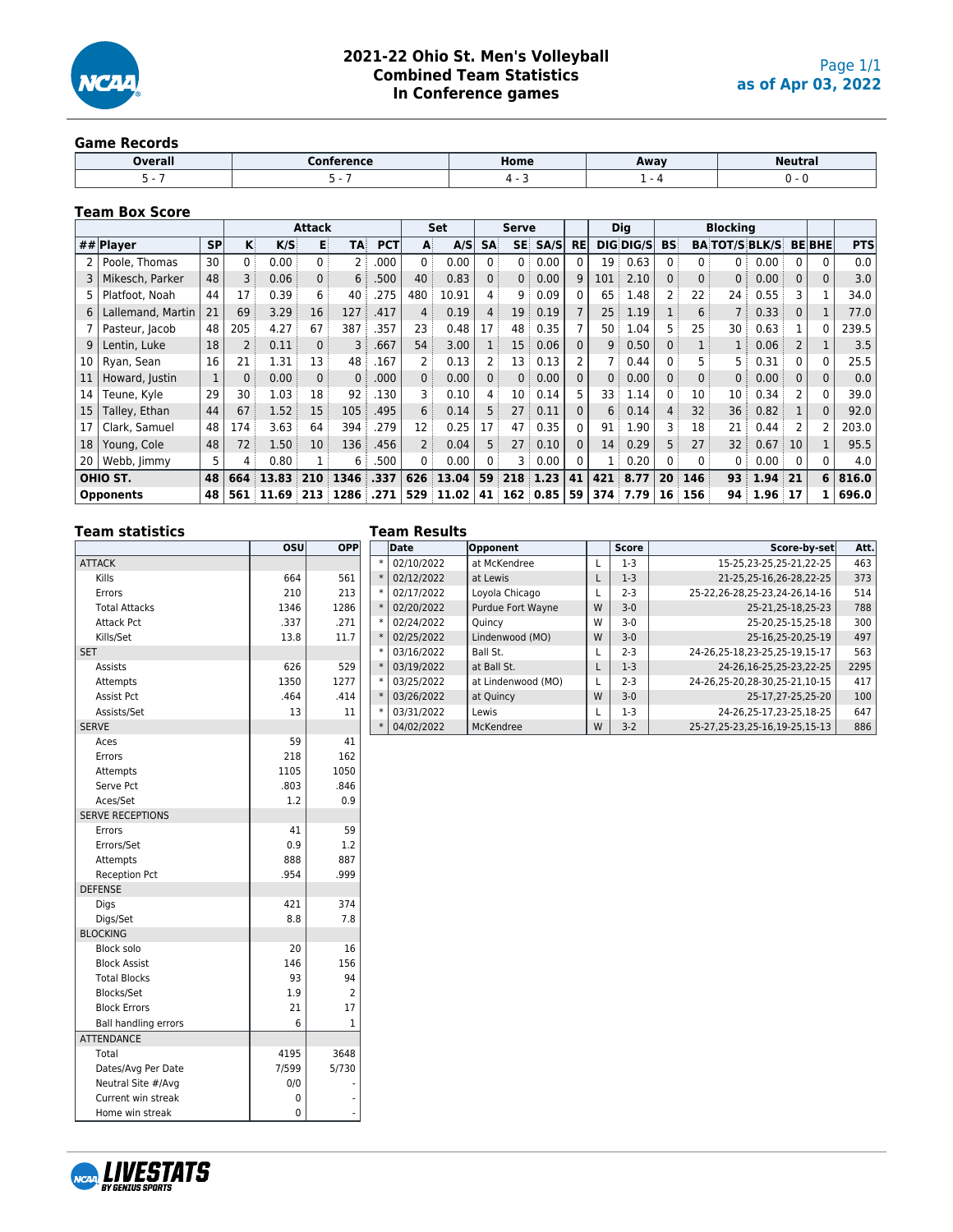# 2021-22 Ohio St. Men's Volleyball
## Combined Team Statistics
## In Conference games

as of Apr 03, 2022

### Game Records

| Overall | Conference | Home | Away | Neutral |
|---|---|---|---|---|
| 5 - 7 | 5 - 7 | 4 - 3 | 1 - 4 | 0 - 0 |

### Team Box Score

| | | | Attack | | | | | Set | | Serve | | | | Dig | | Blocking | | | | | | |
|---|---|---|---|---|---|---|---|---|---|---|---|---|---|---|---|---|---|---|---|---|---|---|
| ## | Player | SP | K | K/S | E | TA | PCT | A | A/S | SA | SE | SA/S | RE | DIG | DIG/S | BS | BA | TOT/S | BLK/S | BE | BHE | PTS |
| 2 | Poole, Thomas | 30 | 0 | 0.00 | 0 | 2 | .000 | 0 | 0.00 | 0 | 0 | 0.00 | 0 | 19 | 0.63 | 0 | 0 | 0 | 0.00 | 0 | 0 | 0.0 |
| 3 | Mikesch, Parker | 48 | 3 | 0.06 | 0 | 6 | .500 | 40 | 0.83 | 0 | 0 | 0.00 | 9 | 101 | 2.10 | 0 | 0 | 0 | 0.00 | 0 | 0 | 3.0 |
| 5 | Platfoot, Noah | 44 | 17 | 0.39 | 6 | 40 | .275 | 480 | 10.91 | 4 | 9 | 0.09 | 0 | 65 | 1.48 | 2 | 22 | 24 | 0.55 | 3 | 1 | 34.0 |
| 6 | Lallemand, Martin | 21 | 69 | 3.29 | 16 | 127 | .417 | 4 | 0.19 | 4 | 19 | 0.19 | 7 | 25 | 1.19 | 1 | 6 | 7 | 0.33 | 0 | 1 | 77.0 |
| 7 | Pasteur, Jacob | 48 | 205 | 4.27 | 67 | 387 | .357 | 23 | 0.48 | 17 | 48 | 0.35 | 7 | 50 | 1.04 | 5 | 25 | 30 | 0.63 | 1 | 0 | 239.5 |
| 9 | Lentin, Luke | 18 | 2 | 0.11 | 0 | 3 | .667 | 54 | 3.00 | 1 | 15 | 0.06 | 0 | 9 | 0.50 | 0 | 1 | 1 | 0.06 | 2 | 1 | 3.5 |
| 10 | Ryan, Sean | 16 | 21 | 1.31 | 13 | 48 | .167 | 2 | 0.13 | 2 | 13 | 0.13 | 2 | 7 | 0.44 | 0 | 5 | 5 | 0.31 | 0 | 0 | 25.5 |
| 11 | Howard, Justin | 1 | 0 | 0.00 | 0 | 0 | .000 | 0 | 0.00 | 0 | 0 | 0.00 | 0 | 0 | 0.00 | 0 | 0 | 0 | 0.00 | 0 | 0 | 0.0 |
| 14 | Teune, Kyle | 29 | 30 | 1.03 | 18 | 92 | .130 | 3 | 0.10 | 4 | 10 | 0.14 | 5 | 33 | 1.14 | 0 | 10 | 10 | 0.34 | 2 | 0 | 39.0 |
| 15 | Talley, Ethan | 44 | 67 | 1.52 | 15 | 105 | .495 | 6 | 0.14 | 5 | 27 | 0.11 | 0 | 6 | 0.14 | 4 | 32 | 36 | 0.82 | 1 | 0 | 92.0 |
| 17 | Clark, Samuel | 48 | 174 | 3.63 | 64 | 394 | .279 | 12 | 0.25 | 17 | 47 | 0.35 | 0 | 91 | 1.90 | 3 | 18 | 21 | 0.44 | 2 | 2 | 203.0 |
| 18 | Young, Cole | 48 | 72 | 1.50 | 10 | 136 | .456 | 2 | 0.04 | 5 | 27 | 0.10 | 0 | 14 | 0.29 | 5 | 27 | 32 | 0.67 | 10 | 1 | 95.5 |
| 20 | Webb, Jimmy | 5 | 4 | 0.80 | 1 | 6 | .500 | 0 | 0.00 | 0 | 3 | 0.00 | 0 | 1 | 0.20 | 0 | 0 | 0 | 0.00 | 0 | 0 | 4.0 |
| **OHIO ST.** | | **48** | **664** | **13.83** | **210** | **1346** | **.337** | **626** | **13.04** | **59** | **218** | **1.23** | **41** | **421** | **8.77** | **20** | **146** | **93** | **1.94** | **21** | **6** | **816.0** |
| **Opponents** | | **48** | **561** | **11.69** | **213** | **1286** | **.271** | **529** | **11.02** | **41** | **162** | **0.85** | **59** | **374** | **7.79** | **16** | **156** | **94** | **1.96** | **17** | **1** | **696.0** |

### Team statistics

| | OSU | OPP |
|---|---|---|
| ATTACK | | |
| Kills | 664 | 561 |
| Errors | 210 | 213 |
| Total Attacks | 1346 | 1286 |
| Attack Pct | .337 | .271 |
| Kills/Set | 13.8 | 11.7 |
| SET | | |
| Assists | 626 | 529 |
| Attempts | 1350 | 1277 |
| Assist Pct | .464 | .414 |
| Assists/Set | 13 | 11 |
| SERVE | | |
| Aces | 59 | 41 |
| Errors | 218 | 162 |
| Attempts | 1105 | 1050 |
| Serve Pct | .803 | .846 |
| Aces/Set | 1.2 | 0.9 |
| SERVE RECEPTIONS | | |
| Errors | 41 | 59 |
| Errors/Set | 0.9 | 1.2 |
| Attempts | 888 | 887 |
| Reception Pct | .954 | .999 |
| DEFENSE | | |
| Digs | 421 | 374 |
| Digs/Set | 8.8 | 7.8 |
| BLOCKING | | |
| Block solo | 20 | 16 |
| Block Assist | 146 | 156 |
| Total Blocks | 93 | 94 |
| Blocks/Set | 1.9 | 2 |
| Block Errors | 21 | 17 |
| Ball handling errors | 6 | 1 |
| ATTENDANCE | | |
| Total | 4195 | 3648 |
| Dates/Avg Per Date | 7/599 | 5/730 |
| Neutral Site #/Avg | 0/0 | - |
| Current win streak | 0 | - |
| Home win streak | 0 | - |

### Team Results

| | Date | Opponent | | Score | Score-by-set | Att. |
|---|---|---|---|---|---|---|
| * | 02/10/2022 | at McKendree | L | 1-3 | 15-25,23-25,25-21,22-25 | 463 |
| * | 02/12/2022 | at Lewis | L | 1-3 | 21-25,25-16,26-28,22-25 | 373 |
| * | 02/17/2022 | Loyola Chicago | L | 2-3 | 25-22,26-28,25-23,24-26,14-16 | 514 |
| * | 02/20/2022 | Purdue Fort Wayne | W | 3-0 | 25-21,25-18,25-23 | 788 |
| * | 02/24/2022 | Quincy | W | 3-0 | 25-20,25-15,25-18 | 300 |
| * | 02/25/2022 | Lindenwood (MO) | W | 3-0 | 25-16,25-20,25-19 | 497 |
| * | 03/16/2022 | Ball St. | L | 2-3 | 24-26,25-18,23-25,25-19,15-17 | 563 |
| * | 03/19/2022 | at Ball St. | L | 1-3 | 24-26,16-25,25-23,22-25 | 2295 |
| * | 03/25/2022 | at Lindenwood (MO) | L | 2-3 | 24-26,25-20,28-30,25-21,10-15 | 417 |
| * | 03/26/2022 | at Quincy | W | 3-0 | 25-17,27-25,25-20 | 100 |
| * | 03/31/2022 | Lewis | L | 1-3 | 24-26,25-17,23-25,18-25 | 647 |
| * | 04/02/2022 | McKendree | W | 3-2 | 25-27,25-23,25-16,19-25,15-13 | 886 |